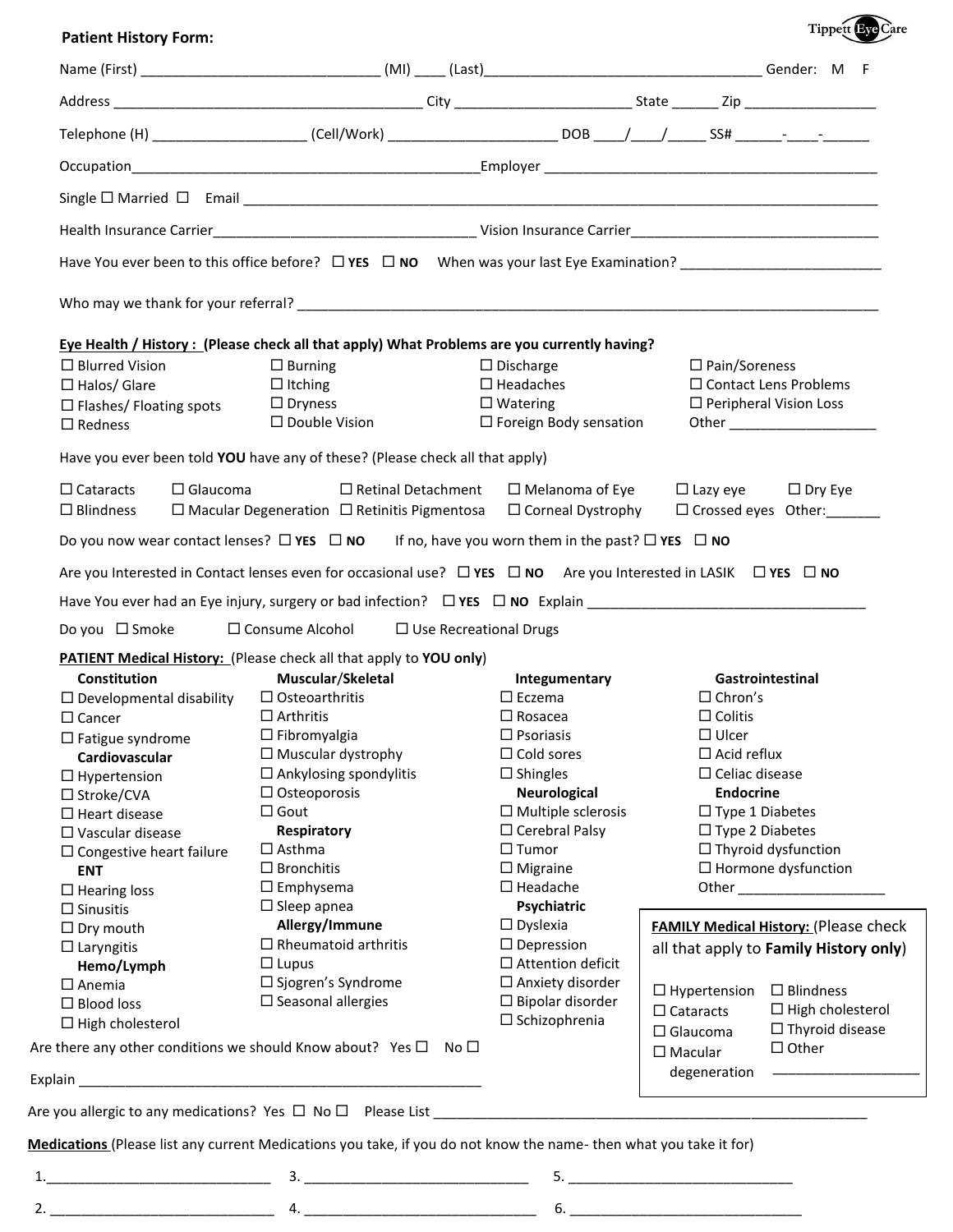## Patient History Form:

Tippett Eye Care

Name (First) ______________________________ (MI) ____ (Last)_____________________________________ Gender: M F

Address ________________________________________ City ______________________ State ______ Zip ________________

Telephone (H) ___________________ (Cell/Work) _____________________ DOB ____/____/_____ SS# ______-____-______

Occupation____________________________________________Employer __________________________________________

Single ☐ Married ☐ Email ____________________________________________________________________________________

Health Insurance Carrier_________________________________ Vision Insurance Carrier_______________________________

Have You ever been to this office before? ☐ **YES** ☐ **NO** When was your last Eye Examination? _________________________

Who may we thank for your referral? ____________________________________________________________________________

**Eye Health / History : (Please check all that apply) What Problems are you currently having?**

☐ Blurred Vision
☐ Halos/ Glare
☐ Flashes/ Floating spots
☐ Redness
☐ Burning
☐ Itching
☐ Dryness
☐ Double Vision
☐ Discharge
☐ Headaches
☐ Watering
☐ Foreign Body sensation
☐ Pain/Soreness
☐ Contact Lens Problems
☐ Peripheral Vision Loss
Other __________________

Have you ever been told **YOU** have any of these? (Please check all that apply)

☐ Cataracts
☐ Blindness
☐ Glaucoma
☐ Macular Degeneration
☐ Retinal Detachment
☐ Retinitis Pigmentosa
☐ Melanoma of Eye
☐ Corneal Dystrophy
☐ Lazy eye
☐ Crossed eyes
☐ Dry Eye
Other:_______

Do you now wear contact lenses? ☐ **YES** ☐ **NO** If no, have you worn them in the past? ☐ **YES** ☐ **NO**

Are you Interested in Contact lenses even for occasional use? ☐ **YES** ☐ **NO** Are you Interested in LASIK ☐ **YES** ☐ **NO**

Have You ever had an Eye injury, surgery or bad infection? ☐ **YES** ☐ **NO** Explain ___________________________________

Do you ☐ Smoke ☐ Consume Alcohol ☐ Use Recreational Drugs

**PATIENT Medical History:** (Please check all that apply to **YOU only**)

**Constitution**
☐ Developmental disability
☐ Cancer
☐ Fatigue syndrome

**Cardiovascular**
☐ Hypertension
☐ Stroke/CVA
☐ Heart disease
☐ Vascular disease
☐ Congestive heart failure

**ENT**
☐ Hearing loss
☐ Sinusitis
☐ Dry mouth
☐ Laryngitis

**Hemo/Lymph**
☐ Anemia
☐ Blood loss
☐ High cholesterol

**Muscular/Skeletal**
☐ Osteoarthritis
☐ Arthritis
☐ Fibromyalgia
☐ Muscular dystrophy
☐ Ankylosing spondylitis
☐ Osteoporosis
☐ Gout

**Respiratory**
☐ Asthma
☐ Bronchitis
☐ Emphysema
☐ Sleep apnea

**Allergy/Immune**
☐ Rheumatoid arthritis
☐ Lupus
☐ Sjogren's Syndrome
☐ Seasonal allergies

**Integumentary**
☐ Eczema
☐ Rosacea
☐ Psoriasis
☐ Cold sores
☐ Shingles

**Neurological**
☐ Multiple sclerosis
☐ Cerebral Palsy
☐ Tumor
☐ Migraine
☐ Headache

**Psychiatric**
☐ Dyslexia
☐ Depression
☐ Attention deficit
☐ Anxiety disorder
☐ Bipolar disorder
☐ Schizophrenia

**Gastrointestinal**
☐ Chron's
☐ Colitis
☐ Ulcer
☐ Acid reflux
☐ Celiac disease

**Endocrine**
☐ Type 1 Diabetes
☐ Type 2 Diabetes
☐ Thyroid dysfunction
☐ Hormone dysfunction
Other __________________

**FAMILY Medical History:** (Please check all that apply to **Family History only**)

☐ Hypertension
☐ Cataracts
☐ Glaucoma
☐ Macular degeneration
☐ Blindness
☐ High cholesterol
☐ Thyroid disease
☐ Other __________________

Are there any other conditions we should Know about? Yes ☐ No ☐

Explain ____________________________________________________

Are you allergic to any medications? Yes ☐ No ☐ Please List ________________________________________________________

**Medications** (Please list any current Medications you take, if you do not know the name- then what you take it for)

1.____________________________ 3. ____________________________ 5. ____________________________

2. ____________________________ 4. _____________________________ 6. _____________________________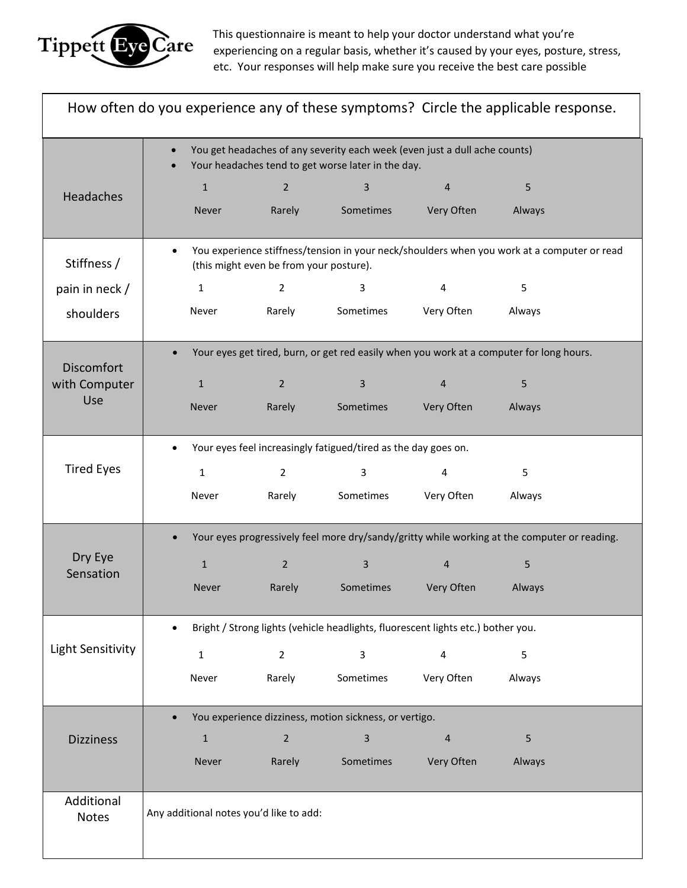Tippett Eye Care

This questionnaire is meant to help your doctor understand what you're experiencing on a regular basis, whether it's caused by your eyes, posture, stress, etc. Your responses will help make sure you receive the best care possible

## How often do you experience any of these symptoms? Circle the applicable response.

| | |
|---|---|
| Headaches | • You get headaches of any severity each week (even just a dull ache counts)<br>• Your headaches tend to get worse later in the day.<br>1 Never &nbsp; 2 Rarely &nbsp; 3 Sometimes &nbsp; 4 Very Often &nbsp; 5 Always |
| Stiffness / pain in neck / shoulders | • You experience stiffness/tension in your neck/shoulders when you work at a computer or read (this might even be from your posture).<br>1 Never &nbsp; 2 Rarely &nbsp; 3 Sometimes &nbsp; 4 Very Often &nbsp; 5 Always |
| Discomfort with Computer Use | • Your eyes get tired, burn, or get red easily when you work at a computer for long hours.<br>1 Never &nbsp; 2 Rarely &nbsp; 3 Sometimes &nbsp; 4 Very Often &nbsp; 5 Always |
| Tired Eyes | • Your eyes feel increasingly fatigued/tired as the day goes on.<br>1 Never &nbsp; 2 Rarely &nbsp; 3 Sometimes &nbsp; 4 Very Often &nbsp; 5 Always |
| Dry Eye Sensation | • Your eyes progressively feel more dry/sandy/gritty while working at the computer or reading.<br>1 Never &nbsp; 2 Rarely &nbsp; 3 Sometimes &nbsp; 4 Very Often &nbsp; 5 Always |
| Light Sensitivity | • Bright / Strong lights (vehicle headlights, fluorescent lights etc.) bother you.<br>1 Never &nbsp; 2 Rarely &nbsp; 3 Sometimes &nbsp; 4 Very Often &nbsp; 5 Always |
| Dizziness | • You experience dizziness, motion sickness, or vertigo.<br>1 Never &nbsp; 2 Rarely &nbsp; 3 Sometimes &nbsp; 4 Very Often &nbsp; 5 Always |
| Additional Notes | Any additional notes you'd like to add: |